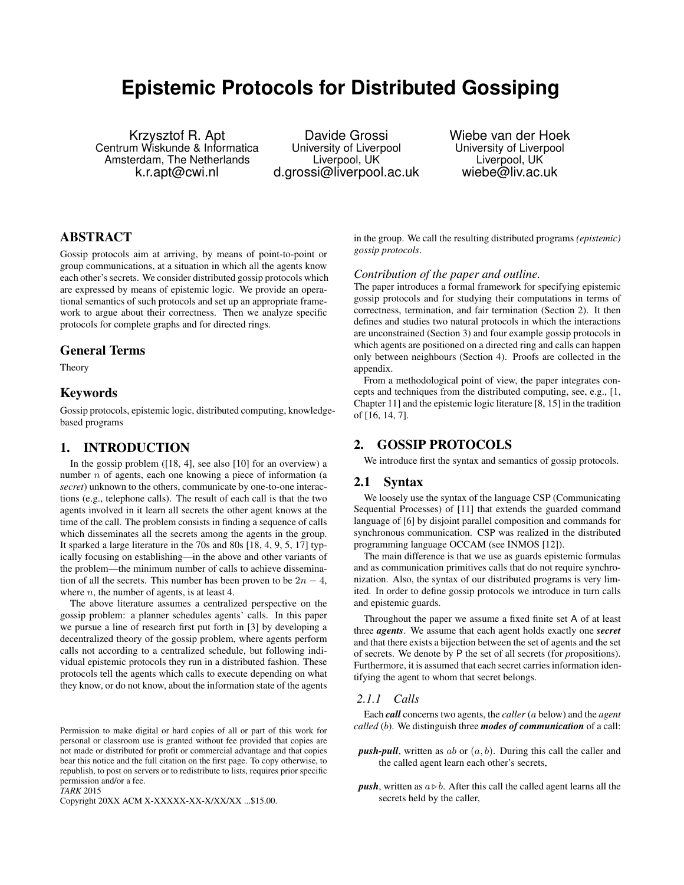# Epistemic Protocols for Distributed Gossiping

Krzysztof R. Apt
Centrum Wiskunde & Informatica
Amsterdam, The Netherlands
k.r.apt@cwi.nl

Davide Grossi
University of Liverpool
Liverpool, UK
d.grossi@liverpool.ac.uk

Wiebe van der Hoek
University of Liverpool
Liverpool, UK
wiebe@liv.ac.uk

## ABSTRACT

Gossip protocols aim at arriving, by means of point-to-point or group communications, at a situation in which all the agents know each other's secrets. We consider distributed gossip protocols which are expressed by means of epistemic logic. We provide an operational semantics of such protocols and set up an appropriate framework to argue about their correctness. Then we analyze specific protocols for complete graphs and for directed rings.

## General Terms

Theory

## Keywords

Gossip protocols, epistemic logic, distributed computing, knowledge-based programs

## 1. INTRODUCTION

In the gossip problem ([18, 4], see also [10] for an overview) a number $n$ of agents, each one knowing a piece of information (a *secret*) unknown to the others, communicate by one-to-one interactions (e.g., telephone calls). The result of each call is that the two agents involved in it learn all secrets the other agent knows at the time of the call. The problem consists in finding a sequence of calls which disseminates all the secrets among the agents in the group. It sparked a large literature in the 70s and 80s [18, 4, 9, 5, 17] typically focusing on establishing—in the above and other variants of the problem—the minimum number of calls to achieve dissemination of all the secrets. This number has been proven to be $2n - 4$, where $n$, the number of agents, is at least 4.

The above literature assumes a centralized perspective on the gossip problem: a planner schedules agents' calls. In this paper we pursue a line of research first put forth in [3] by developing a decentralized theory of the gossip problem, where agents perform calls not according to a centralized schedule, but following individual epistemic protocols they run in a distributed fashion. These protocols tell the agents which calls to execute depending on what they know, or do not know, about the information state of the agents in the group. We call the resulting distributed programs *(epistemic) gossip protocols*.

Permission to make digital or hard copies of all or part of this work for personal or classroom use is granted without fee provided that copies are not made or distributed for profit or commercial advantage and that copies bear this notice and the full citation on the first page. To copy otherwise, to republish, to post on servers or to redistribute to lists, requires prior specific permission and/or a fee.
*TARK* 2015
Copyright 20XX ACM X-XXXXX-XX-X/XX/XX ...$15.00.

### *Contribution of the paper and outline.*

The paper introduces a formal framework for specifying epistemic gossip protocols and for studying their computations in terms of correctness, termination, and fair termination (Section 2). It then defines and studies two natural protocols in which the interactions are unconstrained (Section 3) and four example gossip protocols in which agents are positioned on a directed ring and calls can happen only between neighbours (Section 4). Proofs are collected in the appendix.

From a methodological point of view, the paper integrates concepts and techniques from the distributed computing, see, e.g., [1, Chapter 11] and the epistemic logic literature [8, 15] in the tradition of [16, 14, 7].

## 2. GOSSIP PROTOCOLS

We introduce first the syntax and semantics of gossip protocols.

## 2.1 Syntax

We loosely use the syntax of the language CSP (Communicating Sequential Processes) of [11] that extends the guarded command language of [6] by disjoint parallel composition and commands for synchronous communication. CSP was realized in the distributed programming language OCCAM (see INMOS [12]).

The main difference is that we use as guards epistemic formulas and as communication primitives calls that do not require synchronization. Also, the syntax of our distributed programs is very limited. In order to define gossip protocols we introduce in turn calls and epistemic guards.

Throughout the paper we assume a fixed finite set A of at least three ***agents***. We assume that each agent holds exactly one ***secret*** and that there exists a bijection between the set of agents and the set of secrets. We denote by P the set of all secrets (for *p*ropositions). Furthermore, it is assumed that each secret carries information identifying the agent to whom that secret belongs.

### *2.1.1 Calls*

Each ***call*** concerns two agents, the *caller* ($a$ below) and the *agent called* ($b$). We distinguish three ***modes of communication*** of a call:

***push-pull***, written as $ab$ or $(a, b)$. During this call the caller and the called agent learn each other's secrets,

***push***, written as $a \triangleright b$. After this call the called agent learns all the secrets held by the caller,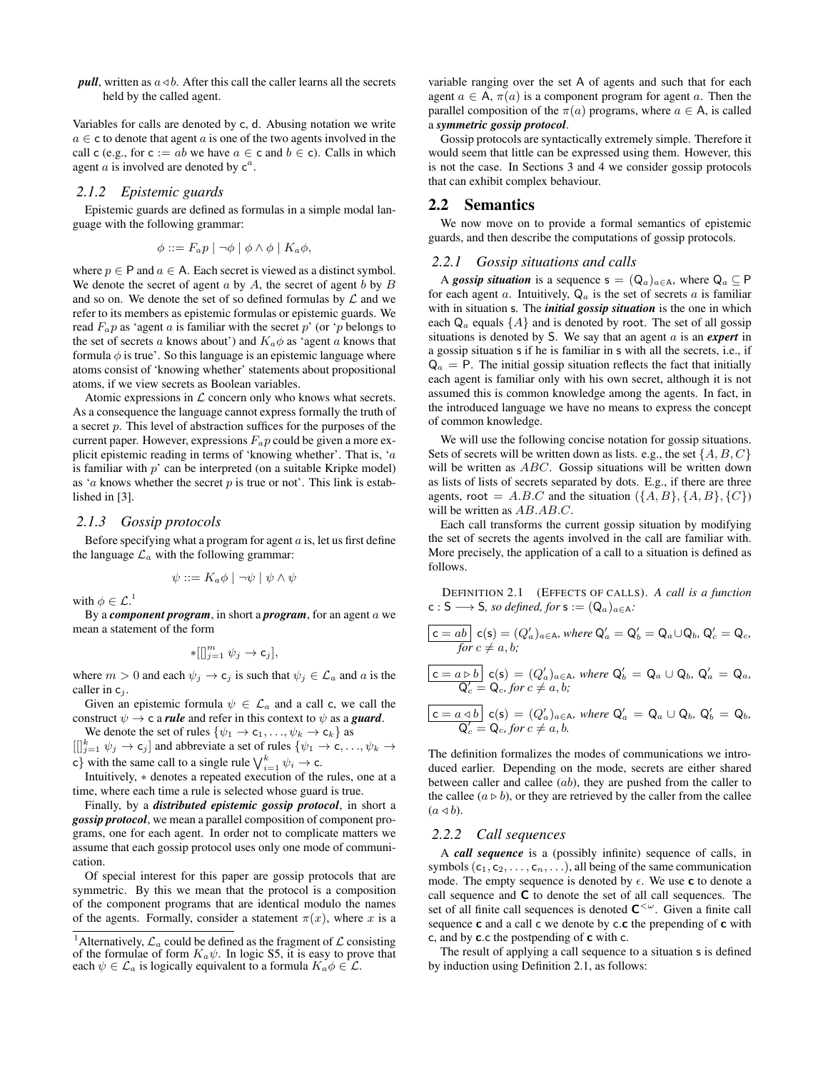***pull***, written as $a \lhd b$. After this call the caller learns all the secrets held by the called agent.

Variables for calls are denoted by $\mathsf{c}$, $\mathsf{d}$. Abusing notation we write $a \in \mathsf{c}$ to denote that agent $a$ is one of the two agents involved in the call $\mathsf{c}$ (e.g., for $\mathsf{c} := ab$ we have $a \in \mathsf{c}$ and $b \in \mathsf{c}$). Calls in which agent $a$ is involved are denoted by $\mathsf{c}^a$.

### 2.1.2 Epistemic guards

Epistemic guards are defined as formulas in a simple modal language with the following grammar:

$$\phi ::= F_a p \mid \neg\phi \mid \phi \wedge \phi \mid K_a\phi,$$

where $p \in \mathsf{P}$ and $a \in \mathsf{A}$. Each secret is viewed as a distinct symbol. We denote the secret of agent $a$ by $A$, the secret of agent $b$ by $B$ and so on. We denote the set of so defined formulas by $\mathcal{L}$ and we refer to its members as epistemic formulas or epistemic guards. We read $F_a p$ as 'agent $a$ is familiar with the secret $p$' (or '$p$ belongs to the set of secrets $a$ knows about') and $K_a\phi$ as 'agent $a$ knows that formula $\phi$ is true'. So this language is an epistemic language where atoms consist of 'knowing whether' statements about propositional atoms, if we view secrets as Boolean variables.

Atomic expressions in $\mathcal{L}$ concern only who knows what secrets. As a consequence the language cannot express formally the truth of a secret $p$. This level of abstraction suffices for the purposes of the current paper. However, expressions $F_a p$ could be given a more explicit epistemic reading in terms of 'knowing whether'. That is, '$a$ is familiar with $p$' can be interpreted (on a suitable Kripke model) as '$a$ knows whether the secret $p$ is true or not'. This link is established in [3].

### 2.1.3 Gossip protocols

Before specifying what a program for agent $a$ is, let us first define the language $\mathcal{L}_a$ with the following grammar:

$$\psi ::= K_a\phi \mid \neg\psi \mid \psi \wedge \psi$$

with $\phi \in \mathcal{L}$.[1]

By a ***component program***, in short a ***program***, for an agent $a$ we mean a statement of the form

$$*[[]_{j=1}^{m}\ \psi_j \rightarrow \mathsf{c}_j],$$

where $m > 0$ and each $\psi_j \rightarrow \mathsf{c}_j$ is such that $\psi_j \in \mathcal{L}_a$ and $a$ is the caller in $\mathsf{c}_j$.

Given an epistemic formula $\psi \in \mathcal{L}_a$ and a call $\mathsf{c}$, we call the construct $\psi \rightarrow \mathsf{c}$ a ***rule*** and refer in this context to $\psi$ as a ***guard***.

We denote the set of rules $\{\psi_1 \rightarrow \mathsf{c}_1, \ldots, \psi_k \rightarrow \mathsf{c}_k\}$ as $[[]_{j=1}^{k}\ \psi_j \rightarrow \mathsf{c}_j]$ and abbreviate a set of rules $\{\psi_1 \rightarrow \mathsf{c}, \ldots, \psi_k \rightarrow \mathsf{c}\}$ with the same call to a single rule $\bigvee_{i=1}^{k} \psi_i \rightarrow \mathsf{c}$.

Intuitively, $*$ denotes a repeated execution of the rules, one at a time, where each time a rule is selected whose guard is true.

Finally, by a ***distributed epistemic gossip protocol***, in short a ***gossip protocol***, we mean a parallel composition of component programs, one for each agent. In order not to complicate matters we assume that each gossip protocol uses only one mode of communication.

Of special interest for this paper are gossip protocols that are symmetric. By this we mean that the protocol is a composition of the component programs that are identical modulo the names of the agents. Formally, consider a statement $\pi(x)$, where $x$ is a variable ranging over the set $\mathsf{A}$ of agents and such that for each agent $a \in \mathsf{A}$, $\pi(a)$ is a component program for agent $a$. Then the parallel composition of the $\pi(a)$ programs, where $a \in \mathsf{A}$, is called a ***symmetric gossip protocol***.

Gossip protocols are syntactically extremely simple. Therefore it would seem that little can be expressed using them. However, this is not the case. In Sections 3 and 4 we consider gossip protocols that can exhibit complex behaviour.

## 2.2 Semantics

We now move on to provide a formal semantics of epistemic guards, and then describe the computations of gossip protocols.

### 2.2.1 Gossip situations and calls

A ***gossip situation*** is a sequence $\mathsf{s} = (\mathsf{Q}_a)_{a\in\mathsf{A}}$, where $\mathsf{Q}_a \subseteq \mathsf{P}$ for each agent $a$. Intuitively, $\mathsf{Q}_a$ is the set of secrets $a$ is familiar with in situation $\mathsf{s}$. The ***initial gossip situation*** is the one in which each $\mathsf{Q}_a$ equals $\{A\}$ and is denoted by $\mathsf{root}$. The set of all gossip situations is denoted by $\mathsf{S}$. We say that an agent $a$ is an ***expert*** in a gossip situation $\mathsf{s}$ if he is familiar in $\mathsf{s}$ with all the secrets, i.e., if $\mathsf{Q}_a = \mathsf{P}$. The initial gossip situation reflects the fact that initially each agent is familiar only with his own secret, although it is not assumed this is common knowledge among the agents. In fact, in the introduced language we have no means to express the concept of common knowledge.

We will use the following concise notation for gossip situations. Sets of secrets will be written down as lists. e.g., the set $\{A, B, C\}$ will be written as $ABC$. Gossip situations will be written down as lists of lists of secrets separated by dots. E.g., if there are three agents, $\mathsf{root} = A.B.C$ and the situation $(\{A, B\}, \{A, B\}, \{C\})$ will be written as $AB.AB.C$.

Each call transforms the current gossip situation by modifying the set of secrets the agents involved in the call are familiar with. More precisely, the application of a call to a situation is defined as follows.

DEFINITION 2.1 (EFFECTS OF CALLS). *A call is a function $\mathsf{c} : \mathsf{S} \longrightarrow \mathsf{S}$, so defined, for $\mathsf{s} := (\mathsf{Q}_a)_{a\in\mathsf{A}}$:*

$\boxed{\mathsf{c} = ab}$ $\mathsf{c}(\mathsf{s}) = (Q'_a)_{a\in\mathsf{A}}$, *where $\mathsf{Q}'_a = \mathsf{Q}'_b = \mathsf{Q}_a \cup \mathsf{Q}_b$, $\mathsf{Q}'_c = \mathsf{Q}_c$, for $c \neq a, b$;*

$\boxed{\mathsf{c} = a \rhd b}$ $\mathsf{c}(\mathsf{s}) = (Q'_a)_{a\in\mathsf{A}}$, *where $\mathsf{Q}'_b = \mathsf{Q}_a \cup \mathsf{Q}_b$, $\mathsf{Q}'_a = \mathsf{Q}_a$, $\mathsf{Q}'_c = \mathsf{Q}_c$, for $c \neq a, b$;*

$\boxed{\mathsf{c} = a \lhd b}$ $\mathsf{c}(\mathsf{s}) = (Q'_a)_{a\in\mathsf{A}}$, *where $\mathsf{Q}'_a = \mathsf{Q}_a \cup \mathsf{Q}_b$, $\mathsf{Q}'_b = \mathsf{Q}_b$, $\mathsf{Q}'_c = \mathsf{Q}_c$, for $c \neq a, b$.*

The definition formalizes the modes of communications we introduced earlier. Depending on the mode, secrets are either shared between caller and callee ($ab$), they are pushed from the caller to the callee ($a \rhd b$), or they are retrieved by the caller from the callee ($a \lhd b$).

### 2.2.2 Call sequences

A ***call sequence*** is a (possibly infinite) sequence of calls, in symbols $(\mathsf{c}_1, \mathsf{c}_2, \ldots, \mathsf{c}_n, \ldots)$, all being of the same communication mode. The empty sequence is denoted by $\epsilon$. We use $\mathbf{c}$ to denote a call sequence and $\mathbf{C}$ to denote the set of all call sequences. The set of all finite call sequences is denoted $\mathbf{C}^{<\omega}$. Given a finite call sequence $\mathbf{c}$ and a call $\mathsf{c}$ we denote by $\mathsf{c}.\mathbf{c}$ the prepending of $\mathbf{c}$ with $\mathsf{c}$, and by $\mathbf{c}.\mathsf{c}$ the postpending of $\mathbf{c}$ with $\mathsf{c}$.

The result of applying a call sequence to a situation $\mathsf{s}$ is defined by induction using Definition 2.1, as follows:

---

[1] Alternatively, $\mathcal{L}_a$ could be defined as the fragment of $\mathcal{L}$ consisting of the formulae of form $K_a\psi$. In logic S5, it is easy to prove that each $\psi \in \mathcal{L}_a$ is logically equivalent to a formula $K_a\phi \in \mathcal{L}$.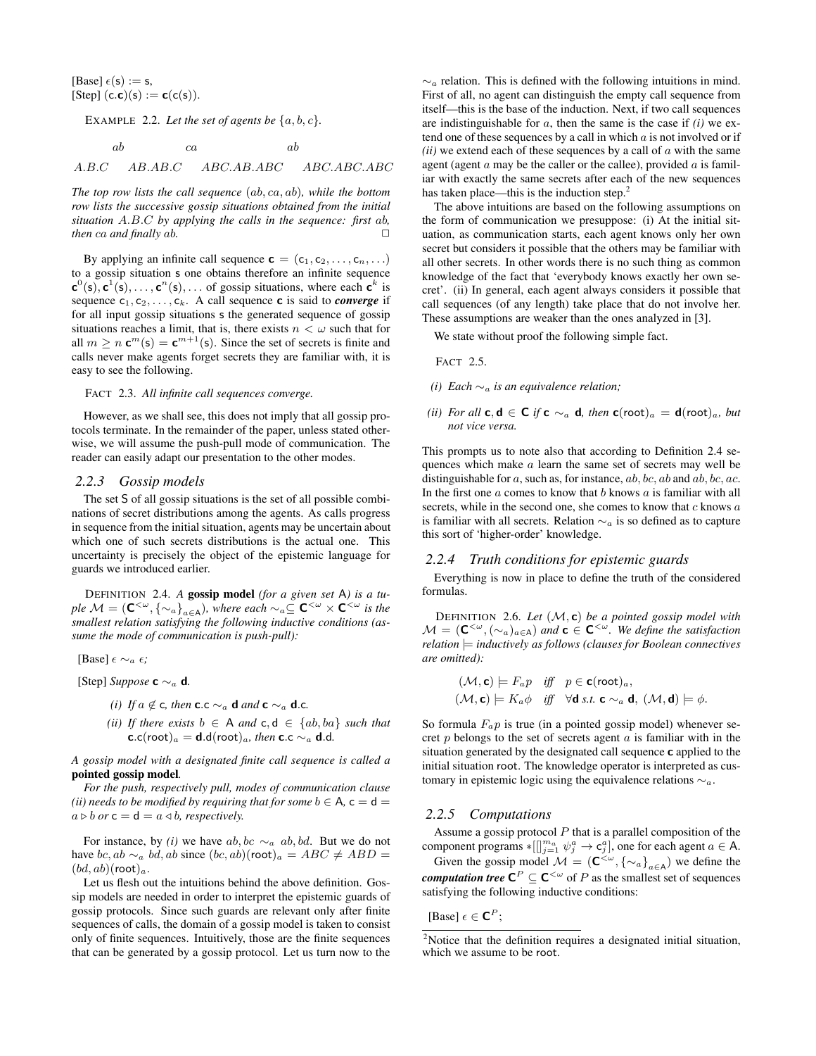[Base] $\epsilon(\mathsf{s}) := \mathsf{s}$,
[Step] $(\mathsf{c}.\mathbf{c})(\mathsf{s}) := \mathbf{c}(\mathsf{c}(\mathsf{s}))$.

EXAMPLE 2.2. *Let the set of agents be $\{a, b, c\}$.*

| | $ab$ | $ca$ | $ab$ | |
|---|---|---|---|---|
| $A.B.C$ | | $AB.AB.C$ | $ABC.AB.ABC$ | $ABC.ABC.ABC$ |

*The top row lists the call sequence $(ab, ca, ab)$, while the bottom row lists the successive gossip situations obtained from the initial situation $A.B.C$ by applying the calls in the sequence: first $ab$, then $ca$ and finally $ab$.* □

By applying an infinite call sequence $\mathbf{c} = (\mathsf{c}_1, \mathsf{c}_2, \ldots, \mathsf{c}_n, \ldots)$ to a gossip situation $\mathsf{s}$ one obtains therefore an infinite sequence $\mathbf{c}^0(\mathsf{s}), \mathbf{c}^1(\mathsf{s}), \ldots, \mathbf{c}^n(\mathsf{s}), \ldots$ of gossip situations, where each $\mathbf{c}^k$ is sequence $\mathsf{c}_1, \mathsf{c}_2, \ldots, \mathsf{c}_k$. A call sequence $\mathbf{c}$ is said to ***converge*** if for all input gossip situations $\mathsf{s}$ the generated sequence of gossip situations reaches a limit, that is, there exists $n < \omega$ such that for all $m \geq n$ $\mathbf{c}^m(\mathsf{s}) = \mathbf{c}^{m+1}(\mathsf{s})$. Since the set of secrets is finite and calls never make agents forget secrets they are familiar with, it is easy to see the following.

FACT 2.3. *All infinite call sequences converge.*

However, as we shall see, this does not imply that all gossip protocols terminate. In the remainder of the paper, unless stated otherwise, we will assume the push-pull mode of communication. The reader can easily adapt our presentation to the other modes.

### 2.2.3 Gossip models

The set $\mathsf{S}$ of all gossip situations is the set of all possible combinations of secret distributions among the agents. As calls progress in sequence from the initial situation, agents may be uncertain about which one of such secrets distributions is the actual one. This uncertainty is precisely the object of the epistemic language for guards we introduced earlier.

DEFINITION 2.4. *A* **gossip model** *(for a given set $\mathsf{A}$) is a tuple $\mathcal{M} = (\mathbf{C}^{<\omega}, \{\sim_a\}_{a\in\mathsf{A}})$, where each $\sim_a \subseteq \mathbf{C}^{<\omega} \times \mathbf{C}^{<\omega}$ is the smallest relation satisfying the following inductive conditions (assume the mode of communication is push-pull):*

[Base] $\epsilon \sim_a \epsilon$*;*

[Step] *Suppose $\mathbf{c} \sim_a \mathbf{d}$.*

- *(i) If $a \notin \mathsf{c}$, then $\mathbf{c}.\mathsf{c} \sim_a \mathbf{d}$ and $\mathbf{c} \sim_a \mathbf{d}.\mathsf{c}$.*
- *(ii) If there exists $b \in \mathsf{A}$ and $\mathsf{c}, \mathsf{d} \in \{ab, ba\}$ such that $\mathbf{c}.\mathsf{c}(\mathsf{root})_a = \mathbf{d}.\mathsf{d}(\mathsf{root})_a$, then $\mathbf{c}.\mathsf{c} \sim_a \mathbf{d}.\mathsf{d}$.*

*A gossip model with a designated finite call sequence is called a* **pointed gossip model***.*

*For the push, respectively pull, modes of communication clause (ii) needs to be modified by requiring that for some $b \in \mathsf{A}$, $\mathsf{c} = \mathsf{d} = a \triangleright b$ or $\mathsf{c} = \mathsf{d} = a \triangleleft b$, respectively.*

For instance, by *(i)* we have $ab, bc \sim_a ab, bd$. But we do not have $bc, ab \sim_a bd, ab$ since $(bc, ab)(\mathsf{root})_a = ABC \neq ABD = (bd, ab)(\mathsf{root})_a$.

Let us flesh out the intuitions behind the above definition. Gossip models are needed in order to interpret the epistemic guards of gossip protocols. Since such guards are relevant only after finite sequences of calls, the domain of a gossip model is taken to consist only of finite sequences. Intuitively, those are the finite sequences that can be generated by a gossip protocol. Let us turn now to the $\sim_a$ relation. This is defined with the following intuitions in mind. First of all, no agent can distinguish the empty call sequence from itself—this is the base of the induction. Next, if two call sequences are indistinguishable for $a$, then the same is the case if *(i)* we extend one of these sequences by a call in which $a$ is not involved or if *(ii)* we extend each of these sequences by a call of $a$ with the same agent (agent $a$ may be the caller or the callee), provided $a$ is familiar with exactly the same secrets after each of the new sequences has taken place—this is the induction step.[2]

The above intuitions are based on the following assumptions on the form of communication we presuppose: (i) At the initial situation, as communication starts, each agent knows only her own secret but considers it possible that the others may be familiar with all other secrets. In other words there is no such thing as common knowledge of the fact that 'everybody knows exactly her own secret'. (ii) In general, each agent always considers it possible that call sequences (of any length) take place that do not involve her. These assumptions are weaker than the ones analyzed in [3].

We state without proof the following simple fact.

FACT 2.5.

- *(i) Each $\sim_a$ is an equivalence relation;*
- *(ii) For all $\mathbf{c}, \mathbf{d} \in \mathbf{C}$ if $\mathbf{c} \sim_a \mathbf{d}$, then $\mathbf{c}(\mathsf{root})_a = \mathbf{d}(\mathsf{root})_a$, but not vice versa.*

This prompts us to note also that according to Definition 2.4 sequences which make $a$ learn the same set of secrets may well be distinguishable for $a$, such as, for instance, $ab, bc, ab$ and $ab, bc, ac$. In the first one $a$ comes to know that $b$ knows $a$ is familiar with all secrets, while in the second one, she comes to know that $c$ knows $a$ is familiar with all secrets. Relation $\sim_a$ is so defined as to capture this sort of 'higher-order' knowledge.

### 2.2.4 Truth conditions for epistemic guards

Everything is now in place to define the truth of the considered formulas.

DEFINITION 2.6. *Let $(\mathcal{M}, \mathbf{c})$ be a pointed gossip model with $\mathcal{M} = (\mathbf{C}^{<\omega}, (\sim_a)_{a\in\mathsf{A}})$ and $\mathbf{c} \in \mathbf{C}^{<\omega}$. We define the satisfaction relation $\models$ inductively as follows (clauses for Boolean connectives are omitted):*

$$(\mathcal{M}, \mathbf{c}) \models F_a p \quad \textit{iff} \quad p \in \mathbf{c}(\mathsf{root})_a,$$
$$(\mathcal{M}, \mathbf{c}) \models K_a \phi \quad \textit{iff} \quad \forall \mathbf{d} \textit{ s.t. } \mathbf{c} \sim_a \mathbf{d},\ (\mathcal{M}, \mathbf{d}) \models \phi.$$

So formula $F_a p$ is true (in a pointed gossip model) whenever secret $p$ belongs to the set of secrets agent $a$ is familiar with in the situation generated by the designated call sequence $\mathbf{c}$ applied to the initial situation $\mathsf{root}$. The knowledge operator is interpreted as customary in epistemic logic using the equivalence relations $\sim_a$.

### 2.2.5 Computations

Assume a gossip protocol $P$ that is a parallel composition of the component programs $*[[]_{j=1}^{m_a}\ \psi_j^a \to \mathsf{c}_j^a]$, one for each agent $a \in \mathsf{A}$.

Given the gossip model $\mathcal{M} = (\mathbf{C}^{<\omega}, \{\sim_a\}_{a\in\mathsf{A}})$ we define the ***computation tree*** $\mathbf{C}^P \subseteq \mathbf{C}^{<\omega}$ of $P$ as the smallest set of sequences satisfying the following inductive conditions:

[Base] $\epsilon \in \mathbf{C}^P$;

[2] Notice that the definition requires a designated initial situation, which we assume to be root.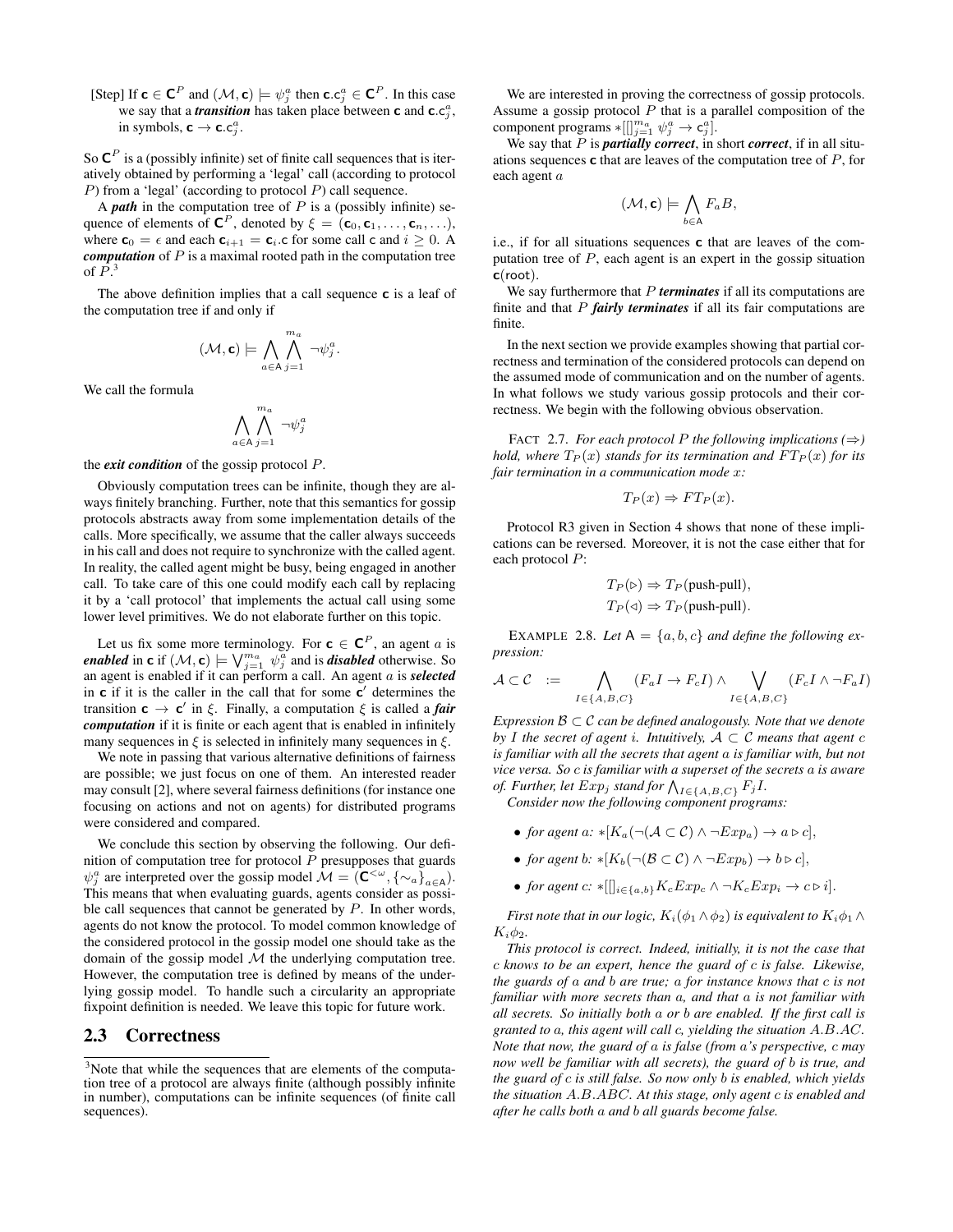[Step] If $\mathbf{c} \in \mathbf{C}^P$ and $(\mathcal{M}, \mathbf{c}) \models \psi_j^a$ then $\mathbf{c}.\mathsf{c}_j^a \in \mathbf{C}^P$. In this case we say that a ***transition*** has taken place between $\mathbf{c}$ and $\mathbf{c}.\mathsf{c}_j^a$, in symbols, $\mathbf{c} \to \mathbf{c}.\mathsf{c}_j^a$.

So $\mathbf{C}^P$ is a (possibly infinite) set of finite call sequences that is iteratively obtained by performing a 'legal' call (according to protocol $P$) from a 'legal' (according to protocol $P$) call sequence.

A ***path*** in the computation tree of $P$ is a (possibly infinite) sequence of elements of $\mathbf{C}^P$, denoted by $\xi = (\mathbf{c}_0, \mathbf{c}_1, \ldots, \mathbf{c}_n, \ldots)$, where $\mathbf{c}_0 = \epsilon$ and each $\mathbf{c}_{i+1} = \mathbf{c}_i.\mathsf{c}$ for some call $\mathsf{c}$ and $i \geq 0$. A ***computation*** of $P$ is a maximal rooted path in the computation tree of $P$.[3]

The above definition implies that a call sequence $\mathbf{c}$ is a leaf of the computation tree if and only if

$$(\mathcal{M}, \mathbf{c}) \models \bigwedge_{a \in \mathsf{A}} \bigwedge_{j=1}^{m_a} \neg \psi_j^a.$$

We call the formula

$$\bigwedge_{a \in \mathsf{A}} \bigwedge_{j=1}^{m_a} \neg \psi_j^a$$

the ***exit condition*** of the gossip protocol $P$.

Obviously computation trees can be infinite, though they are always finitely branching. Further, note that this semantics for gossip protocols abstracts away from some implementation details of the calls. More specifically, we assume that the caller always succeeds in his call and does not require to synchronize with the called agent. In reality, the called agent might be busy, being engaged in another call. To take care of this one could modify each call by replacing it by a 'call protocol' that implements the actual call using some lower level primitives. We do not elaborate further on this topic.

Let us fix some more terminology. For $\mathbf{c} \in \mathbf{C}^P$, an agent $a$ is ***enabled*** in $\mathbf{c}$ if $(\mathcal{M}, \mathbf{c}) \models \bigvee_{j=1}^{m_a} \psi_j^a$ and is ***disabled*** otherwise. So an agent is enabled if it can perform a call. An agent $a$ is ***selected*** in $\mathbf{c}$ if it is the caller in the call that for some $\mathbf{c}'$ determines the transition $\mathbf{c} \to \mathbf{c}'$ in $\xi$. Finally, a computation $\xi$ is called a ***fair computation*** if it is finite or each agent that is enabled in infinitely many sequences in $\xi$ is selected in infinitely many sequences in $\xi$.

We note in passing that various alternative definitions of fairness are possible; we just focus on one of them. An interested reader may consult [2], where several fairness definitions (for instance one focusing on actions and not on agents) for distributed programs were considered and compared.

We conclude this section by observing the following. Our definition of computation tree for protocol $P$ presupposes that guards $\psi_j^a$ are interpreted over the gossip model $\mathcal{M} = (\mathbf{C}^{<\omega}, \{\sim_a\}_{a \in \mathsf{A}})$. This means that when evaluating guards, agents consider as possible call sequences that cannot be generated by $P$. In other words, agents do not know the protocol. To model common knowledge of the considered protocol in the gossip model one should take as the domain of the gossip model $\mathcal{M}$ the underlying computation tree. However, the computation tree is defined by means of the underlying gossip model. To handle such a circularity an appropriate fixpoint definition is needed. We leave this topic for future work.

## 2.3 Correctness

We are interested in proving the correctness of gossip protocols. Assume a gossip protocol $P$ that is a parallel composition of the component programs $*[[]_{j=1}^{m_a} \psi_j^a \to \mathsf{c}_j^a]$.

We say that $P$ is ***partially correct***, in short ***correct***, if in all situations sequences $\mathbf{c}$ that are leaves of the computation tree of $P$, for each agent $a$

$$(\mathcal{M}, \mathbf{c}) \models \bigwedge_{b \in \mathsf{A}} F_a B,$$

i.e., if for all situations sequences $\mathbf{c}$ that are leaves of the computation tree of $P$, each agent is an expert in the gossip situation $\mathbf{c}(\mathsf{root})$.

We say furthermore that $P$ ***terminates*** if all its computations are finite and that $P$ ***fairly terminates*** if all its fair computations are finite.

In the next section we provide examples showing that partial correctness and termination of the considered protocols can depend on the assumed mode of communication and on the number of agents. In what follows we study various gossip protocols and their correctness. We begin with the following obvious observation.

FACT 2.7. *For each protocol $P$ the following implications ($\Rightarrow$) hold, where $T_P(x)$ stands for its termination and $FT_P(x)$ for its fair termination in a communication mode $x$:*

$$T_P(x) \Rightarrow FT_P(x).$$

Protocol R3 given in Section 4 shows that none of these implications can be reversed. Moreover, it is not the case either that for each protocol $P$:

$$T_P(\triangleright) \Rightarrow T_P(\text{push-pull}),$$
$$T_P(\triangleleft) \Rightarrow T_P(\text{push-pull}).$$

EXAMPLE 2.8. *Let $\mathsf{A} = \{a, b, c\}$ and define the following expression:*

$$\mathcal{A} \subset \mathcal{C} \ := \bigwedge_{I \in \{A,B,C\}} (F_a I \to F_c I) \wedge \bigvee_{I \in \{A,B,C\}} (F_c I \wedge \neg F_a I)$$

*Expression $\mathcal{B} \subset \mathcal{C}$ can be defined analogously. Note that we denote by $I$ the secret of agent $i$. Intuitively, $\mathcal{A} \subset \mathcal{C}$ means that agent $c$ is familiar with all the secrets that agent $a$ is familiar with, but not vice versa. So $c$ is familiar with a superset of the secrets $a$ is aware of. Further, let $Exp_j$ stand for $\bigwedge_{I \in \{A,B,C\}} F_j I$.*

*Consider now the following component programs:*

- *for agent $a$: $*[K_a(\neg(\mathcal{A} \subset \mathcal{C}) \wedge \neg Exp_a) \to a \triangleright c]$,*
- *for agent $b$: $*[K_b(\neg(\mathcal{B} \subset \mathcal{C}) \wedge \neg Exp_b) \to b \triangleright c]$,*
- *for agent $c$: $*[[]_{i \in \{a,b\}} K_c Exp_c \wedge \neg K_c Exp_i \to c \triangleright i]$.*

*First note that in our logic, $K_i(\phi_1 \wedge \phi_2)$ is equivalent to $K_i\phi_1 \wedge K_i\phi_2$.*

*This protocol is correct. Indeed, initially, it is not the case that $c$ knows to be an expert, hence the guard of $c$ is false. Likewise, the guards of $a$ and $b$ are true; $a$ for instance knows that $c$ is not familiar with more secrets than $a$, and that $a$ is not familiar with all secrets. So initially both $a$ or $b$ are enabled. If the first call is granted to $a$, this agent will call $c$, yielding the situation $A.B.AC$. Note that now, the guard of $a$ is false (from $a$'s perspective, $c$ may now well be familiar with all secrets), the guard of $b$ is true, and the guard of $c$ is still false. So now only $b$ is enabled, which yields the situation $A.B.ABC$. At this stage, only agent $c$ is enabled and after he calls both $a$ and $b$ all guards become false.*

[3] Note that while the sequences that are elements of the computation tree of a protocol are always finite (although possibly infinite in number), computations can be infinite sequences (of finite call sequences).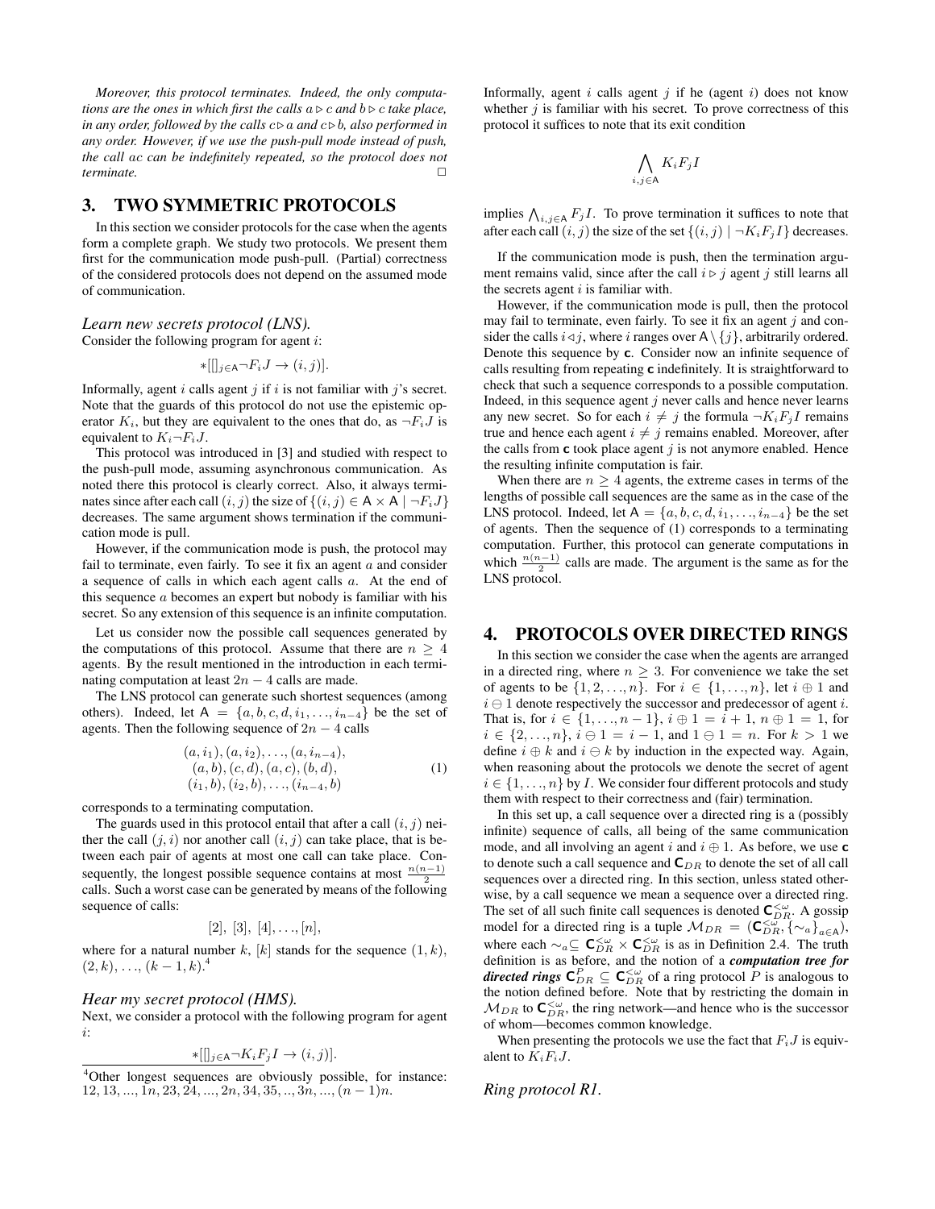*Moreover, this protocol terminates. Indeed, the only computations are the ones in which first the calls $a \rhd c$ and $b \rhd c$ take place, in any order, followed by the calls $c \rhd a$ and $c \rhd b$, also performed in any order. However, if we use the push-pull mode instead of push, the call $ac$ can be indefinitely repeated, so the protocol does not terminate.* □

## 3. TWO SYMMETRIC PROTOCOLS

In this section we consider protocols for the case when the agents form a complete graph. We study two protocols. We present them first for the communication mode push-pull. (Partial) correctness of the considered protocols does not depend on the assumed mode of communication.

### *Learn new secrets protocol (LNS).*

Consider the following program for agent $i$:

$$*[[]_{j \in \mathsf{A}} \neg F_i J \to (i, j)].$$

Informally, agent $i$ calls agent $j$ if $i$ is not familiar with $j$'s secret. Note that the guards of this protocol do not use the epistemic operator $K_i$, but they are equivalent to the ones that do, as $\neg F_i J$ is equivalent to $K_i \neg F_i J$.

This protocol was introduced in [3] and studied with respect to the push-pull mode, assuming asynchronous communication. As noted there this protocol is clearly correct. Also, it always terminates since after each call $(i, j)$ the size of $\{(i, j) \in \mathsf{A} \times \mathsf{A} \mid \neg F_i J\}$ decreases. The same argument shows termination if the communication mode is pull.

However, if the communication mode is push, the protocol may fail to terminate, even fairly. To see it fix an agent $a$ and consider a sequence of calls in which each agent calls $a$. At the end of this sequence $a$ becomes an expert but nobody is familiar with his secret. So any extension of this sequence is an infinite computation.

Let us consider now the possible call sequences generated by the computations of this protocol. Assume that there are $n \geq 4$ agents. By the result mentioned in the introduction in each terminating computation at least $2n - 4$ calls are made.

The LNS protocol can generate such shortest sequences (among others). Indeed, let $\mathsf{A} = \{a, b, c, d, i_1, \ldots, i_{n-4}\}$ be the set of agents. Then the following sequence of $2n - 4$ calls

$$\begin{array}{c} (a, i_1), (a, i_2), \ldots, (a, i_{n-4}), \\ (a, b), (c, d), (a, c), (b, d), \\ (i_1, b), (i_2, b), \ldots, (i_{n-4}, b) \end{array} \tag{1}$$

corresponds to a terminating computation.

The guards used in this protocol entail that after a call $(i, j)$ neither the call $(j, i)$ nor another call $(i, j)$ can take place, that is between each pair of agents at most one call can take place. Consequently, the longest possible sequence contains at most $\frac{n(n-1)}{2}$ calls. Such a worst case can be generated by means of the following sequence of calls:

$$[2],\ [3],\ [4], \ldots, [n],$$

where for a natural number $k$, $[k]$ stands for the sequence $(1, k)$, $(2, k)$, $\ldots$, $(k-1, k)$.[4]

### *Hear my secret protocol (HMS).*

Next, we consider a protocol with the following program for agent $i$:

$$*[[]_{j \in \mathsf{A}} \neg K_i F_j I \to (i, j)].$$

[4] Other longest sequences are obviously possible, for instance: $12, 13, \ldots, 1n, 23, 24, \ldots, 2n, 34, 35, \ldots, 3n, \ldots, (n-1)n$.

Informally, agent $i$ calls agent $j$ if he (agent $i$) does not know whether $j$ is familiar with his secret. To prove correctness of this protocol it suffices to note that its exit condition

$$\bigwedge_{i,j \in \mathsf{A}} K_i F_j I$$

implies $\bigwedge_{i,j \in \mathsf{A}} F_j I$. To prove termination it suffices to note that after each call $(i, j)$ the size of the set $\{(i, j) \mid \neg K_i F_j I\}$ decreases.

If the communication mode is push, then the termination argument remains valid, since after the call $i \rhd j$ agent $j$ still learns all the secrets agent $i$ is familiar with.

However, if the communication mode is pull, then the protocol may fail to terminate, even fairly. To see it fix an agent $j$ and consider the calls $i \lhd j$, where $i$ ranges over $\mathsf{A} \setminus \{j\}$, arbitrarily ordered. Denote this sequence by $\mathbf{c}$. Consider now an infinite sequence of calls resulting from repeating $\mathbf{c}$ indefinitely. It is straightforward to check that such a sequence corresponds to a possible computation. Indeed, in this sequence agent $j$ never calls and hence never learns any new secret. So for each $i \neq j$ the formula $\neg K_i F_j I$ remains true and hence each agent $i \neq j$ remains enabled. Moreover, after the calls from $\mathbf{c}$ took place agent $j$ is not anymore enabled. Hence the resulting infinite computation is fair.

When there are $n \geq 4$ agents, the extreme cases in terms of the lengths of possible call sequences are the same as in the case of the LNS protocol. Indeed, let $\mathsf{A} = \{a, b, c, d, i_1, \ldots, i_{n-4}\}$ be the set of agents. Then the sequence of (1) corresponds to a terminating computation. Further, this protocol can generate computations in which $\frac{n(n-1)}{2}$ calls are made. The argument is the same as for the LNS protocol.

## 4. PROTOCOLS OVER DIRECTED RINGS

In this section we consider the case when the agents are arranged in a directed ring, where $n \geq 3$. For convenience we take the set of agents to be $\{1, 2, \ldots, n\}$. For $i \in \{1, \ldots, n\}$, let $i \oplus 1$ and $i \ominus 1$ denote respectively the successor and predecessor of agent $i$. That is, for $i \in \{1, \ldots, n-1\}$, $i \oplus 1 = i + 1$, $n \oplus 1 = 1$, for $i \in \{2, \ldots, n\}$, $i \ominus 1 = i - 1$, and $1 \ominus 1 = n$. For $k > 1$ we define $i \oplus k$ and $i \ominus k$ by induction in the expected way. Again, when reasoning about the protocols we denote the secret of agent $i \in \{1, \ldots, n\}$ by $I$. We consider four different protocols and study them with respect to their correctness and (fair) termination.

In this set up, a call sequence over a directed ring is a (possibly infinite) sequence of calls, all being of the same communication mode, and all involving an agent $i$ and $i \oplus 1$. As before, we use $\mathbf{c}$ to denote such a call sequence and $\mathbf{C}_{DR}$ to denote the set of all call sequences over a directed ring. In this section, unless stated otherwise, by a call sequence we mean a sequence over a directed ring. The set of all such finite call sequences is denoted $\mathbf{C}_{DR}^{<\omega}$. A gossip model for a directed ring is a tuple $\mathcal{M}_{DR} = (\mathbf{C}_{DR}^{<\omega}, \{\sim_a\}_{a \in \mathsf{A}})$, where each $\sim_a \subseteq \mathbf{C}_{DR}^{<\omega} \times \mathbf{C}_{DR}^{<\omega}$ is as in Definition 2.4. The truth definition is as before, and the notion of a ***computation tree for directed rings*** $\mathbf{C}_{DR}^{P} \subseteq \mathbf{C}_{DR}^{<\omega}$ of a ring protocol $P$ is analogous to the notion defined before. Note that by restricting the domain in $\mathcal{M}_{DR}$ to $\mathbf{C}_{DR}^{<\omega}$, the ring network—and hence who is the successor of whom—becomes common knowledge.

When presenting the protocols we use the fact that $F_i J$ is equivalent to $K_i F_i J$.

### *Ring protocol R1.*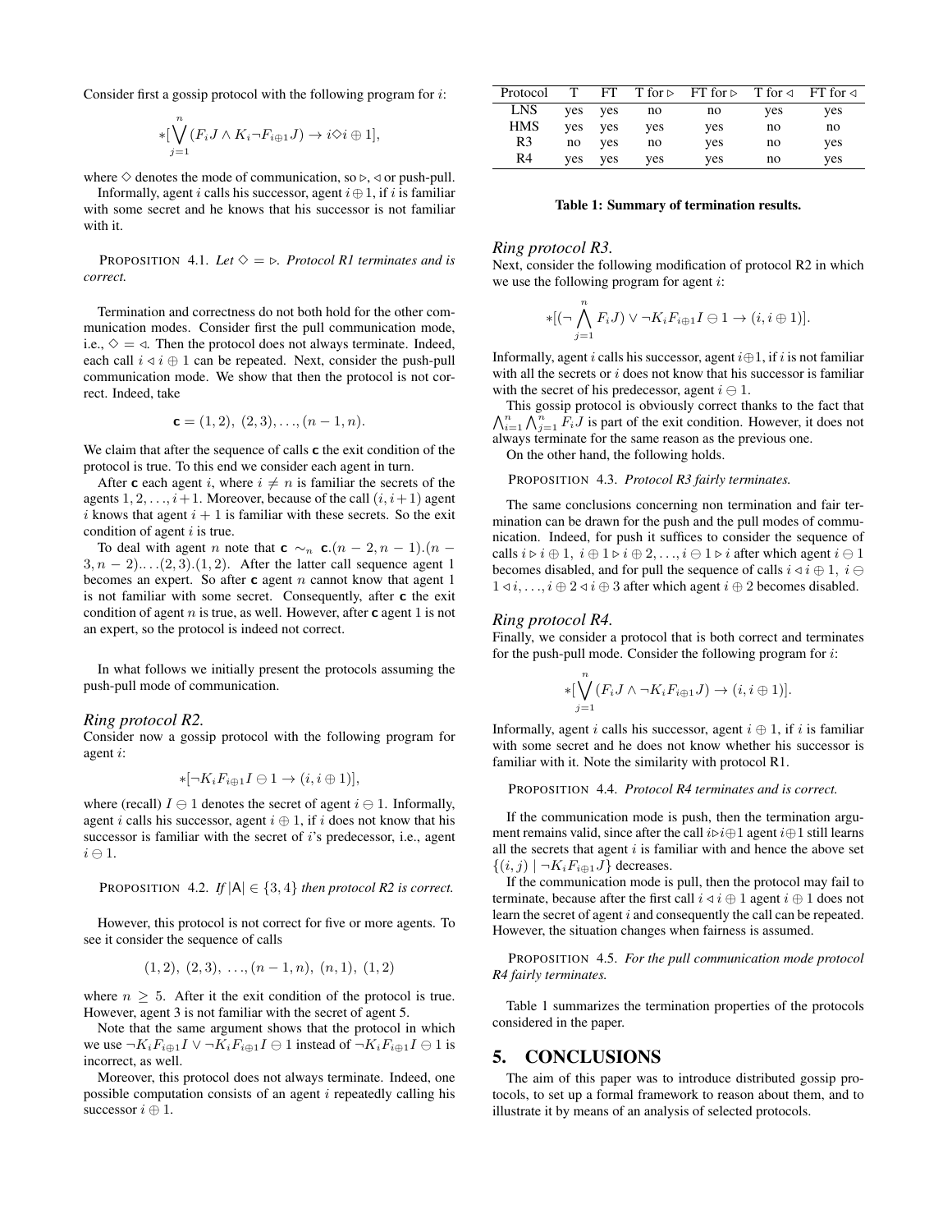Consider first a gossip protocol with the following program for $i$:

$$*[\bigvee_{j=1}^{n} (F_i J \wedge K_i \neg F_{i\oplus 1} J) \to i \diamond i \oplus 1],$$

where $\diamond$ denotes the mode of communication, so $\triangleright$, $\triangleleft$ or push-pull.

Informally, agent $i$ calls his successor, agent $i \oplus 1$, if $i$ is familiar with some secret and he knows that his successor is not familiar with it.

PROPOSITION 4.1. *Let $\diamond = \triangleright$. Protocol R1 terminates and is correct.*

Termination and correctness do not both hold for the other communication modes. Consider first the pull communication mode, i.e., $\diamond = \triangleleft$. Then the protocol does not always terminate. Indeed, each call $i \triangleleft i \oplus 1$ can be repeated. Next, consider the push-pull communication mode. We show that then the protocol is not correct. Indeed, take

$$\mathbf{c} = (1, 2),\ (2, 3), \ldots, (n-1, n).$$

We claim that after the sequence of calls $\mathbf{c}$ the exit condition of the protocol is true. To this end we consider each agent in turn.

After $\mathbf{c}$ each agent $i$, where $i \neq n$ is familiar the secrets of the agents $1, 2, \ldots, i+1$. Moreover, because of the call $(i, i+1)$ agent $i$ knows that agent $i+1$ is familiar with these secrets. So the exit condition of agent $i$ is true.

To deal with agent $n$ note that $\mathbf{c} \sim_n \mathbf{c}.(n-2, n-1).(n-3, n-2)\ldots(2, 3).(1, 2)$. After the latter call sequence agent 1 becomes an expert. So after $\mathbf{c}$ agent $n$ cannot know that agent 1 is not familiar with some secret. Consequently, after $\mathbf{c}$ the exit condition of agent $n$ is true, as well. However, after $\mathbf{c}$ agent 1 is not an expert, so the protocol is indeed not correct.

In what follows we initially present the protocols assuming the push-pull mode of communication.

### *Ring protocol R2.*

Consider now a gossip protocol with the following program for agent $i$:

$$*[\neg K_i F_{i\oplus 1} I \ominus 1 \to (i, i \oplus 1)],$$

where (recall) $I \ominus 1$ denotes the secret of agent $i \ominus 1$. Informally, agent $i$ calls his successor, agent $i \oplus 1$, if $i$ does not know that his successor is familiar with the secret of $i$'s predecessor, i.e., agent $i \ominus 1$.

PROPOSITION 4.2. *If $|\mathsf{A}| \in \{3, 4\}$ then protocol R2 is correct.*

However, this protocol is not correct for five or more agents. To see it consider the sequence of calls

$$(1, 2),\ (2, 3),\ \ldots, (n-1, n),\ (n, 1),\ (1, 2)$$

where $n \geq 5$. After it the exit condition of the protocol is true. However, agent 3 is not familiar with the secret of agent 5.

Note that the same argument shows that the protocol in which we use $\neg K_i F_{i\oplus 1} I \vee \neg K_i F_{i\oplus 1} I \ominus 1$ instead of $\neg K_i F_{i\oplus 1} I \ominus 1$ is incorrect, as well.

Moreover, this protocol does not always terminate. Indeed, one possible computation consists of an agent $i$ repeatedly calling his successor $i \oplus 1$.

| Protocol | T | FT | T for $\triangleright$ | FT for $\triangleright$ | T for $\triangleleft$ | FT for $\triangleleft$ |
|---|---|---|---|---|---|---|
| LNS | yes | yes | no | no | yes | yes |
| HMS | yes | yes | yes | yes | no | no |
| R3 | no | yes | no | yes | no | yes |
| R4 | yes | yes | yes | yes | no | yes |

**Table 1: Summary of termination results.**

### *Ring protocol R3.*

Next, consider the following modification of protocol R2 in which we use the following program for agent $i$:

$$*[(\neg \bigwedge_{j=1}^{n} F_i J) \vee \neg K_i F_{i\oplus 1} I \ominus 1 \to (i, i \oplus 1)].$$

Informally, agent $i$ calls his successor, agent $i \oplus 1$, if $i$ is not familiar with all the secrets or $i$ does not know that his successor is familiar with the secret of his predecessor, agent $i \ominus 1$.

This gossip protocol is obviously correct thanks to the fact that $\bigwedge_{i=1}^{n} \bigwedge_{j=1}^{n} F_i J$ is part of the exit condition. However, it does not always terminate for the same reason as the previous one.

On the other hand, the following holds.

PROPOSITION 4.3. *Protocol R3 fairly terminates.*

The same conclusions concerning non termination and fair termination can be drawn for the push and the pull modes of communication. Indeed, for push it suffices to consider the sequence of calls $i \triangleright i \oplus 1,\ i \oplus 1 \triangleright i \oplus 2, \ldots, i \ominus 1 \triangleright i$ after which agent $i \ominus 1$ becomes disabled, and for pull the sequence of calls $i \triangleleft i \oplus 1,\ i \ominus 1 \triangleleft i, \ldots, i \oplus 2 \triangleleft i \oplus 3$ after which agent $i \oplus 2$ becomes disabled.

### *Ring protocol R4.*

Finally, we consider a protocol that is both correct and terminates for the push-pull mode. Consider the following program for $i$:

$$*[\bigvee_{j=1}^{n} (F_i J \wedge \neg K_i F_{i\oplus 1} J) \to (i, i \oplus 1)].$$

Informally, agent $i$ calls his successor, agent $i \oplus 1$, if $i$ is familiar with some secret and he does not know whether his successor is familiar with it. Note the similarity with protocol R1.

PROPOSITION 4.4. *Protocol R4 terminates and is correct.*

If the communication mode is push, then the termination argument remains valid, since after the call $i \triangleright i \oplus 1$ agent $i \oplus 1$ still learns all the secrets that agent $i$ is familiar with and hence the above set $\{(i, j) \mid \neg K_i F_{i\oplus 1} J\}$ decreases.

If the communication mode is pull, then the protocol may fail to terminate, because after the first call $i \triangleleft i \oplus 1$ agent $i \oplus 1$ does not learn the secret of agent $i$ and consequently the call can be repeated. However, the situation changes when fairness is assumed.

PROPOSITION 4.5. *For the pull communication mode protocol R4 fairly terminates.*

Table 1 summarizes the termination properties of the protocols considered in the paper.

## 5. CONCLUSIONS

The aim of this paper was to introduce distributed gossip protocols, to set up a formal framework to reason about them, and to illustrate it by means of an analysis of selected protocols.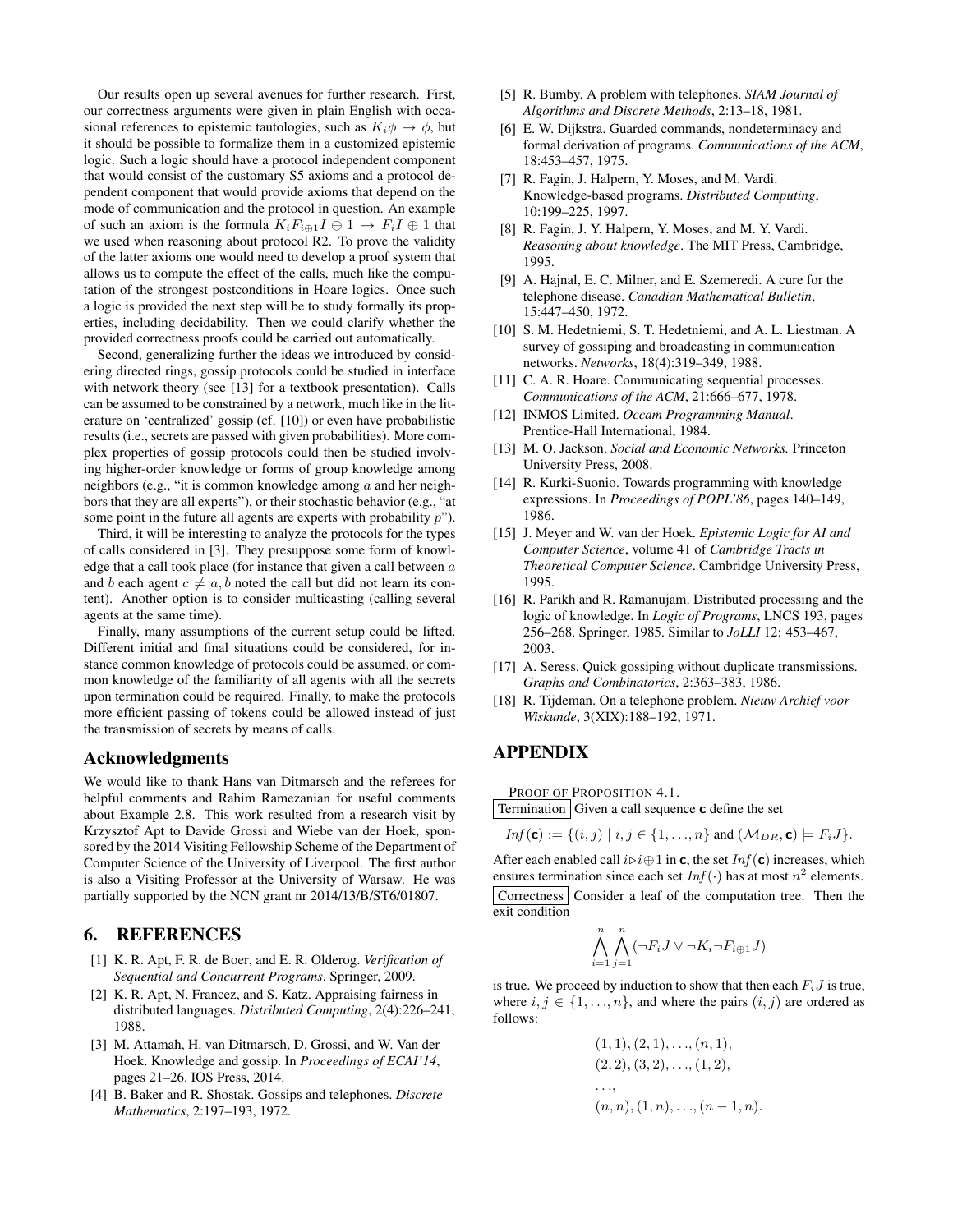Our results open up several avenues for further research. First, our correctness arguments were given in plain English with occasional references to epistemic tautologies, such as $K_i\phi \rightarrow \phi$, but it should be possible to formalize them in a customized epistemic logic. Such a logic should have a protocol independent component that would consist of the customary S5 axioms and a protocol dependent component that would provide axioms that depend on the mode of communication and the protocol in question. An example of such an axiom is the formula $K_i F_{i\oplus 1} I \ominus 1 \rightarrow F_i I \oplus 1$ that we used when reasoning about protocol R2. To prove the validity of the latter axioms one would need to develop a proof system that allows us to compute the effect of the calls, much like the computation of the strongest postconditions in Hoare logics. Once such a logic is provided the next step will be to study formally its properties, including decidability. Then we could clarify whether the provided correctness proofs could be carried out automatically.

Second, generalizing further the ideas we introduced by considering directed rings, gossip protocols could be studied in interface with network theory (see [13] for a textbook presentation). Calls can be assumed to be constrained by a network, much like in the literature on 'centralized' gossip (cf. [10]) or even have probabilistic results (i.e., secrets are passed with given probabilities). More complex properties of gossip protocols could then be studied involving higher-order knowledge or forms of group knowledge among neighbors (e.g., "it is common knowledge among $a$ and her neighbors that they are all experts"), or their stochastic behavior (e.g., "at some point in the future all agents are experts with probability $p$").

Third, it will be interesting to analyze the protocols for the types of calls considered in [3]. They presuppose some form of knowledge that a call took place (for instance that given a call between $a$ and $b$ each agent $c \neq a, b$ noted the call but did not learn its content). Another option is to consider multicasting (calling several agents at the same time).

Finally, many assumptions of the current setup could be lifted. Different initial and final situations could be considered, for instance common knowledge of protocols could be assumed, or common knowledge of the familiarity of all agents with all the secrets upon termination could be required. Finally, to make the protocols more efficient passing of tokens could be allowed instead of just the transmission of secrets by means of calls.

## Acknowledgments

We would like to thank Hans van Ditmarsch and the referees for helpful comments and Rahim Ramezanian for useful comments about Example 2.8. This work resulted from a research visit by Krzysztof Apt to Davide Grossi and Wiebe van der Hoek, sponsored by the 2014 Visiting Fellowship Scheme of the Department of Computer Science of the University of Liverpool. The first author is also a Visiting Professor at the University of Warsaw. He was partially supported by the NCN grant nr 2014/13/B/ST6/01807.

## 6. REFERENCES

[1] K. R. Apt, F. R. de Boer, and E. R. Olderog. *Verification of Sequential and Concurrent Programs*. Springer, 2009.

[2] K. R. Apt, N. Francez, and S. Katz. Appraising fairness in distributed languages. *Distributed Computing*, 2(4):226–241, 1988.

[3] M. Attamah, H. van Ditmarsch, D. Grossi, and W. Van der Hoek. Knowledge and gossip. In *Proceedings of ECAI'14*, pages 21–26. IOS Press, 2014.

[4] B. Baker and R. Shostak. Gossips and telephones. *Discrete Mathematics*, 2:197–193, 1972.

[5] R. Bumby. A problem with telephones. *SIAM Journal of Algorithms and Discrete Methods*, 2:13–18, 1981.

[6] E. W. Dijkstra. Guarded commands, nondeterminacy and formal derivation of programs. *Communications of the ACM*, 18:453–457, 1975.

[7] R. Fagin, J. Halpern, Y. Moses, and M. Vardi. Knowledge-based programs. *Distributed Computing*, 10:199–225, 1997.

[8] R. Fagin, J. Y. Halpern, Y. Moses, and M. Y. Vardi. *Reasoning about knowledge*. The MIT Press, Cambridge, 1995.

[9] A. Hajnal, E. C. Milner, and E. Szemeredi. A cure for the telephone disease. *Canadian Mathematical Bulletin*, 15:447–450, 1972.

[10] S. M. Hedetniemi, S. T. Hedetniemi, and A. L. Liestman. A survey of gossiping and broadcasting in communication networks. *Networks*, 18(4):319–349, 1988.

[11] C. A. R. Hoare. Communicating sequential processes. *Communications of the ACM*, 21:666–677, 1978.

[12] INMOS Limited. *Occam Programming Manual*. Prentice-Hall International, 1984.

[13] M. O. Jackson. *Social and Economic Networks.* Princeton University Press, 2008.

[14] R. Kurki-Suonio. Towards programming with knowledge expressions. In *Proceedings of POPL'86*, pages 140–149, 1986.

[15] J. Meyer and W. van der Hoek. *Epistemic Logic for AI and Computer Science*, volume 41 of *Cambridge Tracts in Theoretical Computer Science*. Cambridge University Press, 1995.

[16] R. Parikh and R. Ramanujam. Distributed processing and the logic of knowledge. In *Logic of Programs*, LNCS 193, pages 256–268. Springer, 1985. Similar to *JoLLI* 12: 453–467, 2003.

[17] A. Seress. Quick gossiping without duplicate transmissions. *Graphs and Combinatorics*, 2:363–383, 1986.

[18] R. Tijdeman. On a telephone problem. *Nieuw Archief voor Wiskunde*, 3(XIX):188–192, 1971.

## APPENDIX

PROOF OF PROPOSITION 4.1.

**Termination** Given a call sequence **c** define the set

$$Inf(\mathbf{c}) := \{(i, j) \mid i, j \in \{1, \ldots, n\} \text{ and } (\mathcal{M}_{DR}, \mathbf{c}) \models F_i J\}.$$

After each enabled call $i \triangleright i \oplus 1$ in **c**, the set $Inf(\mathbf{c})$ increases, which ensures termination since each set $Inf(\cdot)$ has at most $n^2$ elements.

**Correctness** Consider a leaf of the computation tree. Then the exit condition

$$\bigwedge_{i=1}^{n} \bigwedge_{j=1}^{n} (\neg F_i J \vee \neg K_i \neg F_{i\oplus 1} J)$$

is true. We proceed by induction to show that then each $F_i J$ is true, where $i, j \in \{1, \ldots, n\}$, and where the pairs $(i, j)$ are ordered as follows:

$$\begin{aligned}
&(1, 1), (2, 1), \ldots, (n, 1), \\
&(2, 2), (3, 2), \ldots, (1, 2), \\
&\ldots, \\
&(n, n), (1, n), \ldots, (n-1, n).
\end{aligned}$$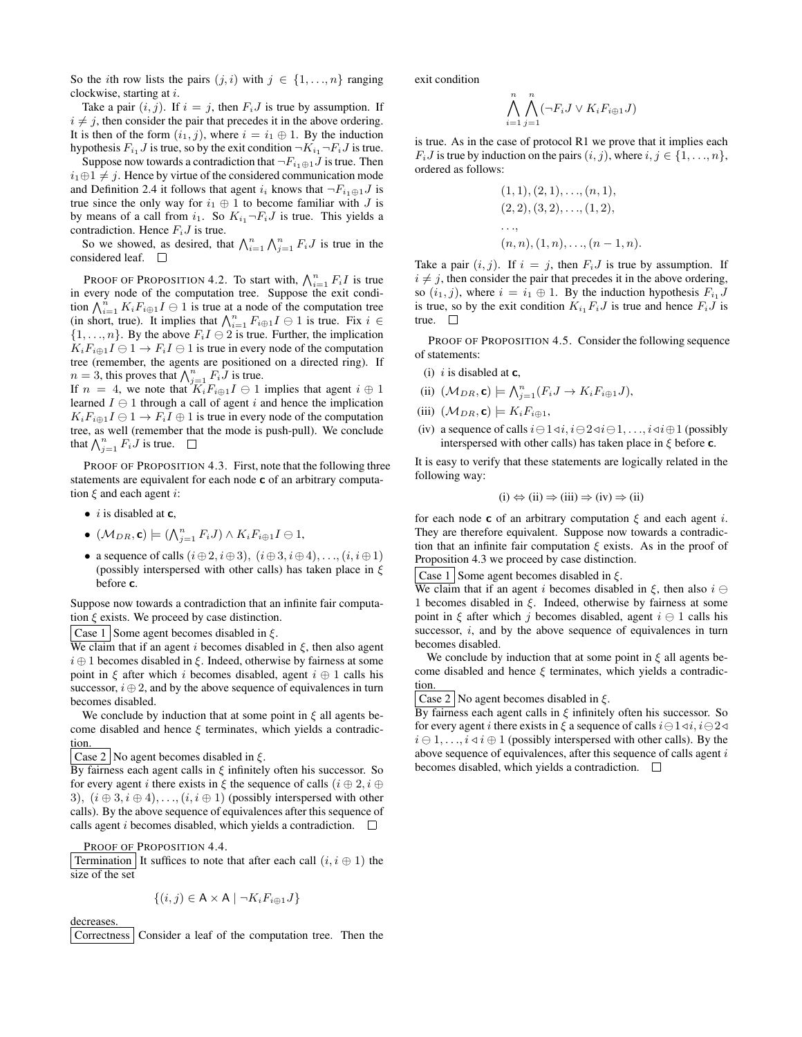So the $i$th row lists the pairs $(j, i)$ with $j \in \{1, \ldots, n\}$ ranging clockwise, starting at $i$.

Take a pair $(i, j)$. If $i = j$, then $F_i J$ is true by assumption. If $i \neq j$, then consider the pair that precedes it in the above ordering. It is then of the form $(i_1, j)$, where $i = i_1 \oplus 1$. By the induction hypothesis $F_{i_1} J$ is true, so by the exit condition $\neg K_{i_1} \neg F_i J$ is true.

Suppose now towards a contradiction that $\neg F_{i_1 \oplus 1} J$ is true. Then $i_1 \oplus 1 \neq j$. Hence by virtue of the considered communication mode and Definition 2.4 it follows that agent $i_1$ knows that $\neg F_{i_1 \oplus 1} J$ is true since the only way for $i_1 \oplus 1$ to become familiar with $J$ is by means of a call from $i_1$. So $K_{i_1} \neg F_i J$ is true. This yields a contradiction. Hence $F_i J$ is true.

So we showed, as desired, that $\bigwedge_{i=1}^{n} \bigwedge_{j=1}^{n} F_i J$ is true in the considered leaf. $\square$

PROOF OF PROPOSITION 4.2. To start with, $\bigwedge_{i=1}^{n} F_i I$ is true in every node of the computation tree. Suppose the exit condition $\bigwedge_{i=1}^{n} K_i F_{i \oplus 1} I \ominus 1$ is true at a node of the computation tree (in short, true). It implies that $\bigwedge_{i=1}^{n} F_{i \oplus 1} I \ominus 1$ is true. Fix $i \in \{1, \ldots, n\}$. By the above $F_i I \ominus 2$ is true. Further, the implication $K_i F_{i \oplus 1} I \ominus 1 \rightarrow F_i I \ominus 1$ is true in every node of the computation tree (remember, the agents are positioned on a directed ring). If $n = 3$, this proves that $\bigwedge_{j=1}^{n} F_i J$ is true.
If $n = 4$, we note that $K_i F_{i \oplus 1} I \ominus 1$ implies that agent $i \oplus 1$ learned $I \ominus 1$ through a call of agent $i$ and hence the implication $K_i F_{i \oplus 1} I \ominus 1 \rightarrow F_i I \oplus 1$ is true in every node of the computation tree, as well (remember that the mode is push-pull). We conclude that $\bigwedge_{j=1}^{n} F_i J$ is true. $\square$

PROOF OF PROPOSITION 4.3. First, note that the following three statements are equivalent for each node $\mathbf{c}$ of an arbitrary computation $\xi$ and each agent $i$:

- $i$ is disabled at $\mathbf{c}$,
- $(\mathcal{M}_{DR}, \mathbf{c}) \models (\bigwedge_{j=1}^{n} F_i J) \wedge K_i F_{i \oplus 1} I \ominus 1$,
- a sequence of calls $(i \oplus 2, i \oplus 3)$, $(i \oplus 3, i \oplus 4), \ldots, (i, i \oplus 1)$ (possibly interspersed with other calls) has taken place in $\xi$ before $\mathbf{c}$.

Suppose now towards a contradiction that an infinite fair computation $\xi$ exists. We proceed by case distinction.

Case 1 Some agent becomes disabled in $\xi$.
We claim that if an agent $i$ becomes disabled in $\xi$, then also agent $i \oplus 1$ becomes disabled in $\xi$. Indeed, otherwise by fairness at some point in $\xi$ after which $i$ becomes disabled, agent $i \oplus 1$ calls his successor, $i \oplus 2$, and by the above sequence of equivalences in turn becomes disabled.

We conclude by induction that at some point in $\xi$ all agents become disabled and hence $\xi$ terminates, which yields a contradiction.

Case 2 No agent becomes disabled in $\xi$.
By fairness each agent calls in $\xi$ infinitely often his successor. So for every agent $i$ there exists in $\xi$ the sequence of calls $(i \oplus 2, i \oplus 3)$, $(i \oplus 3, i \oplus 4), \ldots, (i, i \oplus 1)$ (possibly interspersed with other calls). By the above sequence of equivalences after this sequence of calls agent $i$ becomes disabled, which yields a contradiction. $\square$

PROOF OF PROPOSITION 4.4.
Termination It suffices to note that after each call $(i, i \oplus 1)$ the size of the set

$$\{(i, j) \in \mathsf{A} \times \mathsf{A} \mid \neg K_i F_{i \oplus 1} J\}$$

decreases.
Correctness Consider a leaf of the computation tree. Then the exit condition

$$\bigwedge_{i=1}^{n} \bigwedge_{j=1}^{n} (\neg F_i J \vee K_i F_{i \oplus 1} J)$$

is true. As in the case of protocol R1 we prove that it implies each $F_i J$ is true by induction on the pairs $(i, j)$, where $i, j \in \{1, \ldots, n\}$, ordered as follows:

$$\begin{aligned}
&(1, 1), (2, 1), \ldots, (n, 1), \\
&(2, 2), (3, 2), \ldots, (1, 2), \\
&\ldots, \\
&(n, n), (1, n), \ldots, (n-1, n).
\end{aligned}$$

Take a pair $(i, j)$. If $i = j$, then $F_i J$ is true by assumption. If $i \neq j$, then consider the pair that precedes it in the above ordering, so $(i_1, j)$, where $i = i_1 \oplus 1$. By the induction hypothesis $F_{i_1} J$ is true, so by the exit condition $K_{i_1} F_i J$ is true and hence $F_i J$ is true. $\square$

PROOF OF PROPOSITION 4.5. Consider the following sequence of statements:

(i) $i$ is disabled at $\mathbf{c}$,

(ii) $(\mathcal{M}_{DR}, \mathbf{c}) \models \bigwedge_{j=1}^{n} (F_i J \rightarrow K_i F_{i \oplus 1} J)$,

(iii) $(\mathcal{M}_{DR}, \mathbf{c}) \models K_i F_{i \oplus 1}$,

(iv) a sequence of calls $i \ominus 1 \triangleleft i, i \ominus 2 \triangleleft i \ominus 1, \ldots, i \triangleleft i \oplus 1$ (possibly interspersed with other calls) has taken place in $\xi$ before $\mathbf{c}$.

It is easy to verify that these statements are logically related in the following way:

$$\text{(i)} \Leftrightarrow \text{(ii)} \Rightarrow \text{(iii)} \Rightarrow \text{(iv)} \Rightarrow \text{(ii)}$$

for each node $\mathbf{c}$ of an arbitrary computation $\xi$ and each agent $i$. They are therefore equivalent. Suppose now towards a contradiction that an infinite fair computation $\xi$ exists. As in the proof of Proposition 4.3 we proceed by case distinction.

Case 1 Some agent becomes disabled in $\xi$.
We claim that if an agent $i$ becomes disabled in $\xi$, then also $i \ominus 1$ becomes disabled in $\xi$. Indeed, otherwise by fairness at some point in $\xi$ after which $j$ becomes disabled, agent $i \ominus 1$ calls his successor, $i$, and by the above sequence of equivalences in turn becomes disabled.

We conclude by induction that at some point in $\xi$ all agents become disabled and hence $\xi$ terminates, which yields a contradiction.

Case 2 No agent becomes disabled in $\xi$.
By fairness each agent calls in $\xi$ infinitely often his successor. So for every agent $i$ there exists in $\xi$ a sequence of calls $i \ominus 1 \triangleleft i, i \ominus 2 \triangleleft i \ominus 1, \ldots, i \triangleleft i \oplus 1$ (possibly interspersed with other calls). By the above sequence of equivalences, after this sequence of calls agent $i$ becomes disabled, which yields a contradiction. $\square$